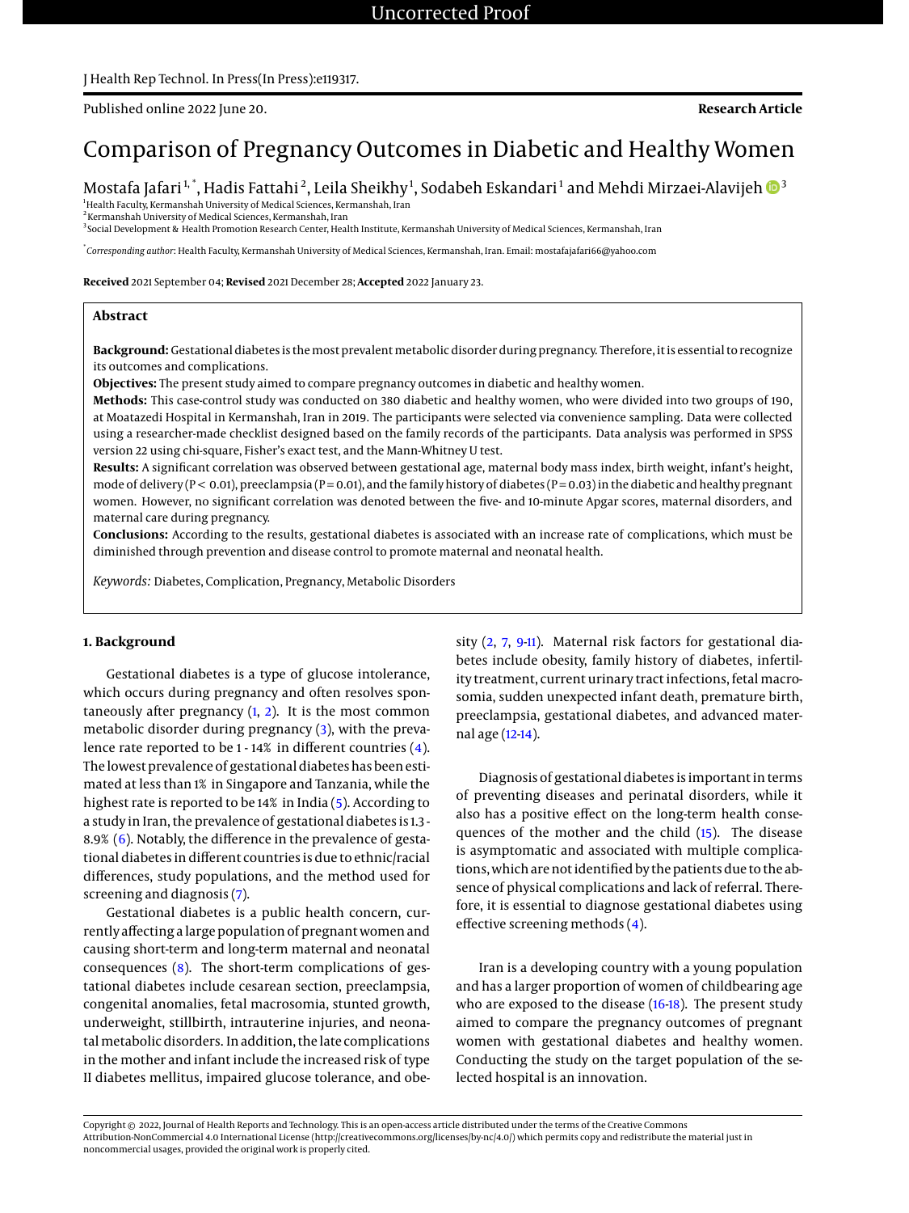J Health Rep Technol. In Press(In Press):e119317.

Published online 2022 June 20.

**Research Article**

# Comparison of Pregnancy Outcomes in Diabetic and Healthy Women

Mostafa Jafari[1,*], Hadis Fattahi[2], Leila Sheikhy[1], Sodabeh Eskandari[1] and Mehdi Mirzaei-Alavijeh[3]

[1]Health Faculty, Kermanshah University of Medical Sciences, Kermanshah, Iran
[2]Kermanshah University of Medical Sciences, Kermanshah, Iran
[3]Social Development & Health Promotion Research Center, Health Institute, Kermanshah University of Medical Sciences, Kermanshah, Iran

[*]*Corresponding author*: Health Faculty, Kermanshah University of Medical Sciences, Kermanshah, Iran. Email: mostafajafari66@yahoo.com

**Received** 2021 September 04; **Revised** 2021 December 28; **Accepted** 2022 January 23.

## Abstract

**Background:** Gestational diabetes is the most prevalent metabolic disorder during pregnancy. Therefore, it is essential to recognize its outcomes and complications.

**Objectives:** The present study aimed to compare pregnancy outcomes in diabetic and healthy women.

**Methods:** This case-control study was conducted on 380 diabetic and healthy women, who were divided into two groups of 190, at Moatazedi Hospital in Kermanshah, Iran in 2019. The participants were selected via convenience sampling. Data were collected using a researcher-made checklist designed based on the family records of the participants. Data analysis was performed in SPSS version 22 using chi-square, Fisher's exact test, and the Mann-Whitney U test.

**Results:** A significant correlation was observed between gestational age, maternal body mass index, birth weight, infant's height, mode of delivery ($P < 0.01$), preeclampsia ($P = 0.01$), and the family history of diabetes ($P = 0.03$) in the diabetic and healthy pregnant women. However, no significant correlation was denoted between the five- and 10-minute Apgar scores, maternal disorders, and maternal care during pregnancy.

**Conclusions:** According to the results, gestational diabetes is associated with an increase rate of complications, which must be diminished through prevention and disease control to promote maternal and neonatal health.

*Keywords:* Diabetes, Complication, Pregnancy, Metabolic Disorders

## 1. Background

Gestational diabetes is a type of glucose intolerance, which occurs during pregnancy and often resolves spontaneously after pregnancy (1, 2). It is the most common metabolic disorder during pregnancy (3), with the prevalence rate reported to be 1 - 14% in different countries (4). The lowest prevalence of gestational diabetes has been estimated at less than 1% in Singapore and Tanzania, while the highest rate is reported to be 14% in India (5). According to a study in Iran, the prevalence of gestational diabetes is 1.3 - 8.9% (6). Notably, the difference in the prevalence of gestational diabetes in different countries is due to ethnic/racial differences, study populations, and the method used for screening and diagnosis (7).

Gestational diabetes is a public health concern, currently affecting a large population of pregnant women and causing short-term and long-term maternal and neonatal consequences (8). The short-term complications of gestational diabetes include cesarean section, preeclampsia, congenital anomalies, fetal macrosomia, stunted growth, underweight, stillbirth, intrauterine injuries, and neonatal metabolic disorders. In addition, the late complications in the mother and infant include the increased risk of type II diabetes mellitus, impaired glucose tolerance, and obesity (2, 7, 9-11). Maternal risk factors for gestational diabetes include obesity, family history of diabetes, infertility treatment, current urinary tract infections, fetal macrosomia, sudden unexpected infant death, premature birth, preeclampsia, gestational diabetes, and advanced maternal age (12-14).

Diagnosis of gestational diabetes is important in terms of preventing diseases and perinatal disorders, while it also has a positive effect on the long-term health consequences of the mother and the child (15). The disease is asymptomatic and associated with multiple complications, which are not identified by the patients due to the absence of physical complications and lack of referral. Therefore, it is essential to diagnose gestational diabetes using effective screening methods (4).

Iran is a developing country with a young population and has a larger proportion of women of childbearing age who are exposed to the disease (16-18). The present study aimed to compare the pregnancy outcomes of pregnant women with gestational diabetes and healthy women. Conducting the study on the target population of the selected hospital is an innovation.

Copyright © 2022, Journal of Health Reports and Technology. This is an open-access article distributed under the terms of the Creative Commons Attribution-NonCommercial 4.0 International License (http://creativecommons.org/licenses/by-nc/4.0/) which permits copy and redistribute the material just in noncommercial usages, provided the original work is properly cited.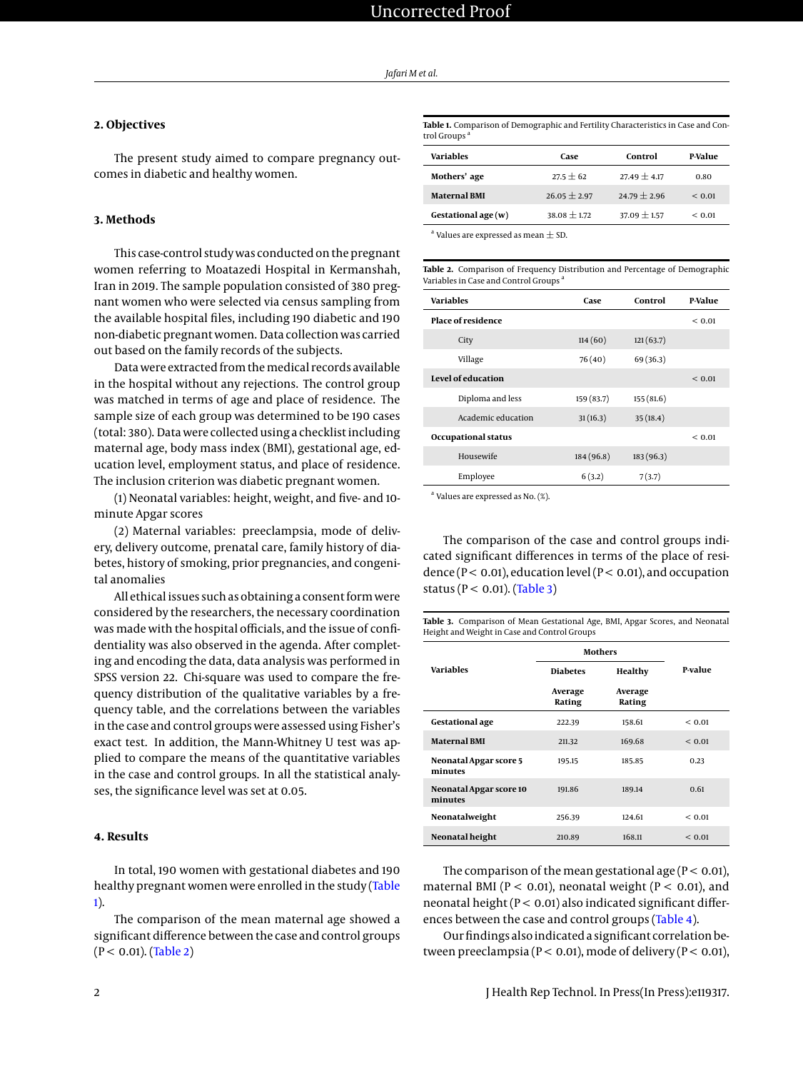## 2. Objectives

The present study aimed to compare pregnancy outcomes in diabetic and healthy women.

## 3. Methods

This case-control study was conducted on the pregnant women referring to Moatazedi Hospital in Kermanshah, Iran in 2019. The sample population consisted of 380 pregnant women who were selected via census sampling from the available hospital files, including 190 diabetic and 190 non-diabetic pregnant women. Data collection was carried out based on the family records of the subjects.

Data were extracted from the medical records available in the hospital without any rejections. The control group was matched in terms of age and place of residence. The sample size of each group was determined to be 190 cases (total: 380). Data were collected using a checklist including maternal age, body mass index (BMI), gestational age, education level, employment status, and place of residence. The inclusion criterion was diabetic pregnant women.

(1) Neonatal variables: height, weight, and five- and 10-minute Apgar scores

(2) Maternal variables: preeclampsia, mode of delivery, delivery outcome, prenatal care, family history of diabetes, history of smoking, prior pregnancies, and congenital anomalies

All ethical issues such as obtaining a consent form were considered by the researchers, the necessary coordination was made with the hospital officials, and the issue of confidentiality was also observed in the agenda. After completing and encoding the data, data analysis was performed in SPSS version 22. Chi-square was used to compare the frequency distribution of the qualitative variables by a frequency table, and the correlations between the variables in the case and control groups were assessed using Fisher's exact test. In addition, the Mann-Whitney U test was applied to compare the means of the quantitative variables in the case and control groups. In all the statistical analyses, the significance level was set at 0.05.

## 4. Results

In total, 190 women with gestational diabetes and 190 healthy pregnant women were enrolled in the study (Table 1).

The comparison of the mean maternal age showed a significant difference between the case and control groups ($P < 0.01$). (Table 2)

**Table 1.** Comparison of Demographic and Fertility Characteristics in Case and Control Groups [a]

| Variables | Case | Control | P-Value |
|---|---|---|---|
| **Mothers' age** | 27.5 ± 62 | 27.49 ± 4.17 | 0.80 |
| **Maternal BMI** | 26.05 ± 2.97 | 24.79 ± 2.96 | < 0.01 |
| **Gestational age (w)** | 38.08 ± 1.72 | 37.09 ± 1.57 | < 0.01 |

[a] Values are expressed as mean ± SD.

**Table 2.** Comparison of Frequency Distribution and Percentage of Demographic Variables in Case and Control Groups [a]

| Variables | Case | Control | P-Value |
|---|---|---|---|
| **Place of residence** | | | < 0.01 |
| City | 114 (60) | 121 (63.7) | |
| Village | 76 (40) | 69 (36.3) | |
| **Level of education** | | | < 0.01 |
| Diploma and less | 159 (83.7) | 155 (81.6) | |
| Academic education | 31 (16.3) | 35 (18.4) | |
| **Occupational status** | | | < 0.01 |
| Housewife | 184 (96.8) | 183 (96.3) | |
| Employee | 6 (3.2) | 7 (3.7) | |

[a] Values are expressed as No. (%).

The comparison of the case and control groups indicated significant differences in terms of the place of residence ($P < 0.01$), education level ($P < 0.01$), and occupation status ($P < 0.01$). (Table 3)

**Table 3.** Comparison of Mean Gestational Age, BMI, Apgar Scores, and Neonatal Height and Weight in Case and Control Groups

| Variables | Mothers | | P-value |
|---|---|---|---|
| | Diabetes | Healthy | |
| | Average Rating | Average Rating | |
| **Gestational age** | 222.39 | 158.61 | < 0.01 |
| **Maternal BMI** | 211.32 | 169.68 | < 0.01 |
| **Neonatal Apgar score 5 minutes** | 195.15 | 185.85 | 0.23 |
| **Neonatal Apgar score 10 minutes** | 191.86 | 189.14 | 0.61 |
| **Neonatalweight** | 256.39 | 124.61 | < 0.01 |
| **Neonatal height** | 210.89 | 168.11 | < 0.01 |

The comparison of the mean gestational age ($P < 0.01$), maternal BMI ($P < 0.01$), neonatal weight ($P < 0.01$), and neonatal height ($P < 0.01$) also indicated significant differences between the case and control groups (Table 4).

Our findings also indicated a significant correlation between preeclampsia ($P < 0.01$), mode of delivery ($P < 0.01$),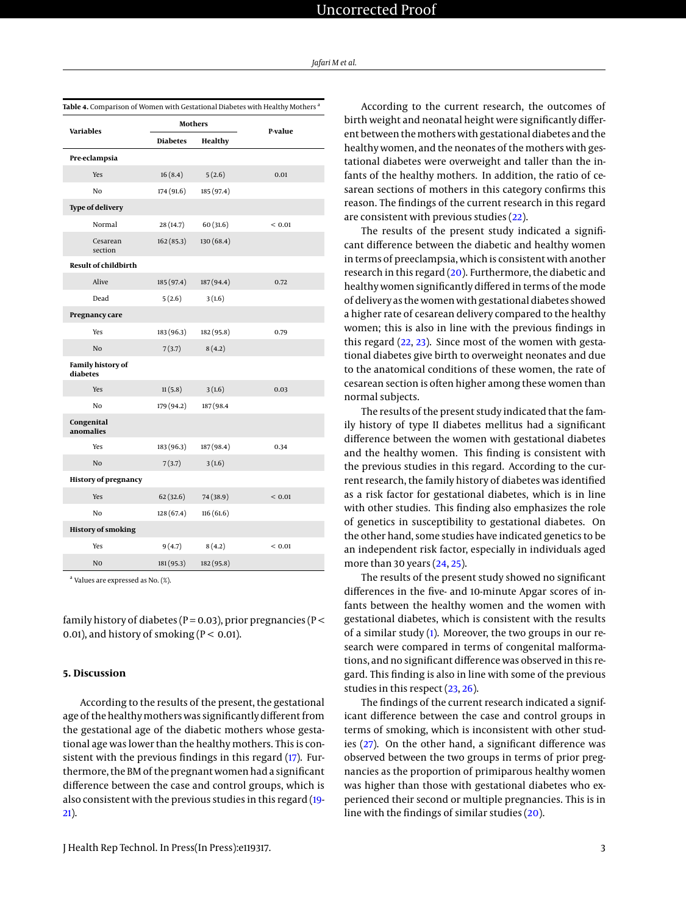**Table 4.** Comparison of Women with Gestational Diabetes with Healthy Mothers [a]

| Variables | Mothers | | P-value |
|---|---|---|---|
| | Diabetes | Healthy | |
| **Pre-eclampsia** | | | |
| Yes | 16 (8.4) | 5 (2.6) | 0.01 |
| No | 174 (91.6) | 185 (97.4) | |
| **Type of delivery** | | | |
| Normal | 28 (14.7) | 60 (31.6) | < 0.01 |
| Cesarean section | 162 (85.3) | 130 (68.4) | |
| **Result of childbirth** | | | |
| Alive | 185 (97.4) | 187 (94.4) | 0.72 |
| Dead | 5 (2.6) | 3 (1.6) | |
| **Pregnancy care** | | | |
| Yes | 183 (96.3) | 182 (95.8) | 0.79 |
| No | 7 (3.7) | 8 (4.2) | |
| **Family history of diabetes** | | | |
| Yes | 11 (5.8) | 3 (1.6) | 0.03 |
| No | 179 (94.2) | 187 (98.4 | |
| **Congenital anomalies** | | | |
| Yes | 183 (96.3) | 187 (98.4) | 0.34 |
| No | 7 (3.7) | 3 (1.6) | |
| **History of pregnancy** | | | |
| Yes | 62 (32.6) | 74 (38.9) | < 0.01 |
| No | 128 (67.4) | 116 (61.6) | |
| **History of smoking** | | | |
| Yes | 9 (4.7) | 8 (4.2) | < 0.01 |
| No | 181 (95.3) | 182 (95.8) | |

[a] Values are expressed as No. (%).

family history of diabetes (P = 0.03), prior pregnancies (P < 0.01), and history of smoking (P < 0.01).

## 5. Discussion

According to the results of the present, the gestational age of the healthy mothers was significantly different from the gestational age of the diabetic mothers whose gestational age was lower than the healthy mothers. This is consistent with the previous findings in this regard (17). Furthermore, the BM of the pregnant women had a significant difference between the case and control groups, which is also consistent with the previous studies in this regard (19-21).

According to the current research, the outcomes of birth weight and neonatal height were significantly different between the mothers with gestational diabetes and the healthy women, and the neonates of the mothers with gestational diabetes were overweight and taller than the infants of the healthy mothers. In addition, the ratio of cesarean sections of mothers in this category confirms this reason. The findings of the current research in this regard are consistent with previous studies (22).

The results of the present study indicated a significant difference between the diabetic and healthy women in terms of preeclampsia, which is consistent with another research in this regard (20). Furthermore, the diabetic and healthy women significantly differed in terms of the mode of delivery as the women with gestational diabetes showed a higher rate of cesarean delivery compared to the healthy women; this is also in line with the previous findings in this regard (22, 23). Since most of the women with gestational diabetes give birth to overweight neonates and due to the anatomical conditions of these women, the rate of cesarean section is often higher among these women than normal subjects.

The results of the present study indicated that the family history of type II diabetes mellitus had a significant difference between the women with gestational diabetes and the healthy women. This finding is consistent with the previous studies in this regard. According to the current research, the family history of diabetes was identified as a risk factor for gestational diabetes, which is in line with other studies. This finding also emphasizes the role of genetics in susceptibility to gestational diabetes. On the other hand, some studies have indicated genetics to be an independent risk factor, especially in individuals aged more than 30 years (24, 25).

The results of the present study showed no significant differences in the five- and 10-minute Apgar scores of infants between the healthy women and the women with gestational diabetes, which is consistent with the results of a similar study (1). Moreover, the two groups in our research were compared in terms of congenital malformations, and no significant difference was observed in this regard. This finding is also in line with some of the previous studies in this respect (23, 26).

The findings of the current research indicated a significant difference between the case and control groups in terms of smoking, which is inconsistent with other studies (27). On the other hand, a significant difference was observed between the two groups in terms of prior pregnancies as the proportion of primiparous healthy women was higher than those with gestational diabetes who experienced their second or multiple pregnancies. This is in line with the findings of similar studies (20).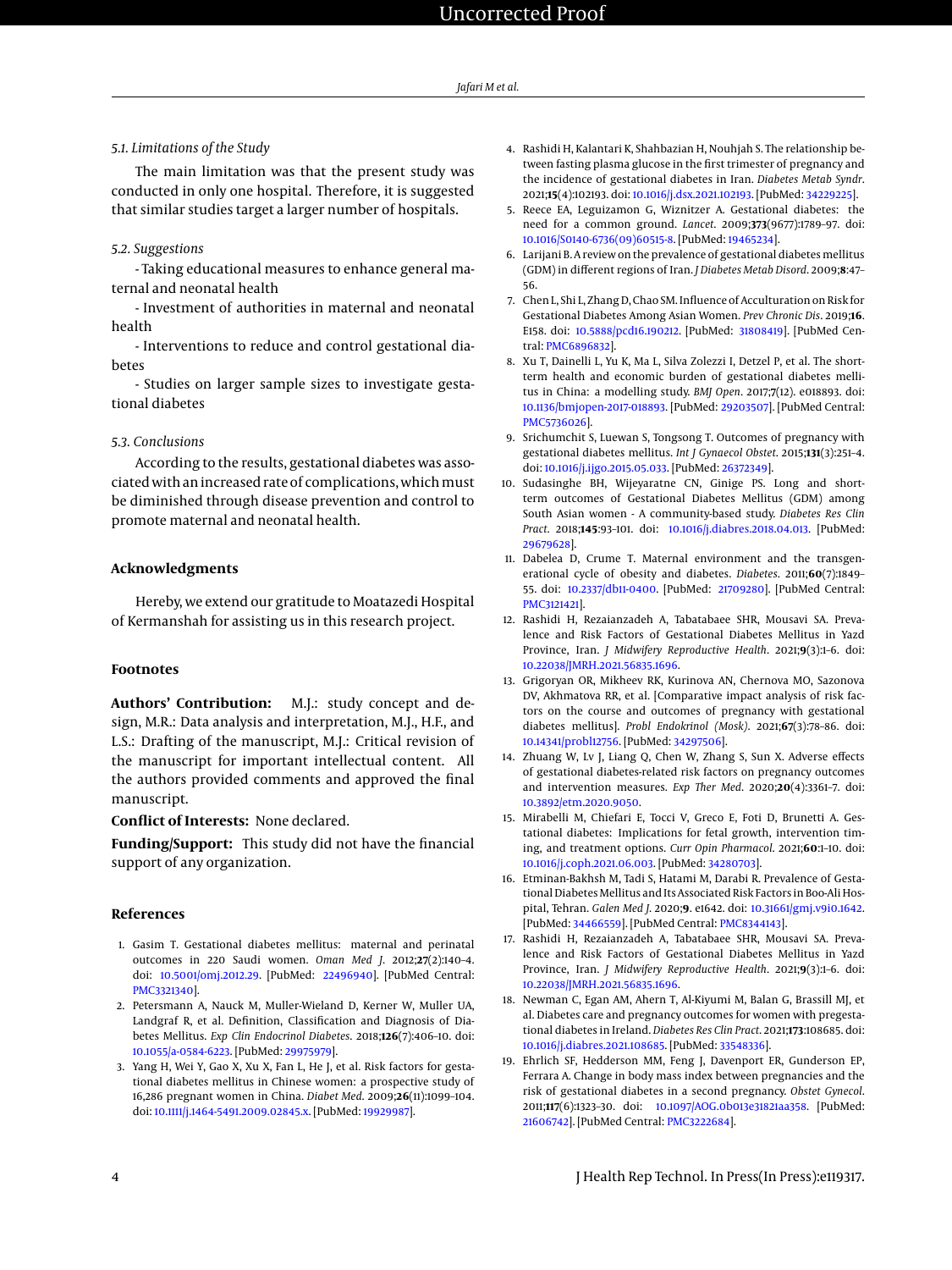### 5.1. Limitations of the Study

The main limitation was that the present study was conducted in only one hospital. Therefore, it is suggested that similar studies target a larger number of hospitals.

### 5.2. Suggestions

- Taking educational measures to enhance general maternal and neonatal health

- Investment of authorities in maternal and neonatal health

- Interventions to reduce and control gestational diabetes

- Studies on larger sample sizes to investigate gestational diabetes

### 5.3. Conclusions

According to the results, gestational diabetes was associated with an increased rate of complications, which must be diminished through disease prevention and control to promote maternal and neonatal health.

## Acknowledgments

Hereby, we extend our gratitude to Moatazedi Hospital of Kermanshah for assisting us in this research project.

## Footnotes

**Authors' Contribution:** M.J.: study concept and design, M.R.: Data analysis and interpretation, M.J., H.F., and L.S.: Drafting of the manuscript, M.J.: Critical revision of the manuscript for important intellectual content. All the authors provided comments and approved the final manuscript.

**Conflict of Interests:** None declared.

**Funding/Support:** This study did not have the financial support of any organization.

## References

1. Gasim T. Gestational diabetes mellitus: maternal and perinatal outcomes in 220 Saudi women. *Oman Med J*. 2012;**27**(2):140–4. doi: 10.5001/omj.2012.29. [PubMed: 22496940]. [PubMed Central: PMC3321340].
2. Petersmann A, Nauck M, Muller-Wieland D, Kerner W, Muller UA, Landgraf R, et al. Definition, Classification and Diagnosis of Diabetes Mellitus. *Exp Clin Endocrinol Diabetes*. 2018;**126**(7):406–10. doi: 10.1055/a-0584-6223. [PubMed: 29975979].
3. Yang H, Wei Y, Gao X, Xu X, Fan L, He J, et al. Risk factors for gestational diabetes mellitus in Chinese women: a prospective study of 16,286 pregnant women in China. *Diabet Med*. 2009;**26**(11):1099–104. doi: 10.1111/j.1464-5491.2009.02845.x. [PubMed: 19929987].
4. Rashidi H, Kalantari K, Shahbazian H, Nouhjah S. The relationship between fasting plasma glucose in the first trimester of pregnancy and the incidence of gestational diabetes in Iran. *Diabetes Metab Syndr*. 2021;**15**(4):102193. doi: 10.1016/j.dsx.2021.102193. [PubMed: 34229225].
5. Reece EA, Leguizamon G, Wiznitzer A. Gestational diabetes: the need for a common ground. *Lancet*. 2009;**373**(9677):1789–97. doi: 10.1016/S0140-6736(09)60515-8. [PubMed: 19465234].
6. Larijani B. A review on the prevalence of gestational diabetes mellitus (GDM) in different regions of Iran. *J Diabetes Metab Disord*. 2009;**8**:47–56.
7. Chen L, Shi L, Zhang D, Chao SM. Influence of Acculturation on Risk for Gestational Diabetes Among Asian Women. *Prev Chronic Dis*. 2019;**16**. E158. doi: 10.5888/pcd16.190212. [PubMed: 31808419]. [PubMed Central: PMC6896832].
8. Xu T, Dainelli L, Yu K, Ma L, Silva Zolezzi I, Detzel P, et al. The short-term health and economic burden of gestational diabetes mellitus in China: a modelling study. *BMJ Open*. 2017;**7**(12). e018893. doi: 10.1136/bmjopen-2017-018893. [PubMed: 29203507]. [PubMed Central: PMC5736026].
9. Srichumchit S, Luewan S, Tongsong T. Outcomes of pregnancy with gestational diabetes mellitus. *Int J Gynaecol Obstet*. 2015;**131**(3):251–4. doi: 10.1016/j.ijgo.2015.05.033. [PubMed: 26372349].
10. Sudasinghe BH, Wijeyaratne CN, Ginige PS. Long and short-term outcomes of Gestational Diabetes Mellitus (GDM) among South Asian women - A community-based study. *Diabetes Res Clin Pract*. 2018;**145**:93–101. doi: 10.1016/j.diabres.2018.04.013. [PubMed: 29679628].
11. Dabelea D, Crume T. Maternal environment and the transgenerational cycle of obesity and diabetes. *Diabetes*. 2011;**60**(7):1849–55. doi: 10.2337/db11-0400. [PubMed: 21709280]. [PubMed Central: PMC3121421].
12. Rashidi H, Rezaianzadeh A, Tabatabaee SHR, Mousavi SA. Prevalence and Risk Factors of Gestational Diabetes Mellitus in Yazd Province, Iran. *J Midwifery Reproductive Health*. 2021;**9**(3):1–6. doi: 10.22038/JMRH.2021.56835.1696.
13. Grigoryan OR, Mikheev RK, Kurinova AN, Chernova MO, Sazonova DV, Akhmatova RR, et al. [Comparative impact analysis of risk factors on the course and outcomes of pregnancy with gestational diabetes mellitus]. *Probl Endokrinol (Mosk)*. 2021;**67**(3):78–86. doi: 10.14341/probl12756. [PubMed: 34297506].
14. Zhuang W, Lv J, Liang Q, Chen W, Zhang S, Sun X. Adverse effects of gestational diabetes-related risk factors on pregnancy outcomes and intervention measures. *Exp Ther Med*. 2020;**20**(4):3361–7. doi: 10.3892/etm.2020.9050.
15. Mirabelli M, Chiefari E, Tocci V, Greco E, Foti D, Brunetti A. Gestational diabetes: Implications for fetal growth, intervention timing, and treatment options. *Curr Opin Pharmacol*. 2021;**60**:1–10. doi: 10.1016/j.coph.2021.06.003. [PubMed: 34280703].
16. Etminan-Bakhsh M, Tadi S, Hatami M, Darabi R. Prevalence of Gestational Diabetes Mellitus and Its Associated Risk Factors in Boo-Ali Hospital, Tehran. *Galen Med J*. 2020;**9**. e1642. doi: 10.31661/gmj.v9i0.1642. [PubMed: 34466559]. [PubMed Central: PMC8344143].
17. Rashidi H, Rezaianzadeh A, Tabatabaee SHR, Mousavi SA. Prevalence and Risk Factors of Gestational Diabetes Mellitus in Yazd Province, Iran. *J Midwifery Reproductive Health*. 2021;**9**(3):1–6. doi: 10.22038/JMRH.2021.56835.1696.
18. Newman C, Egan AM, Ahern T, Al-Kiyumi M, Balan G, Brassill MJ, et al. Diabetes care and pregnancy outcomes for women with pregestational diabetes in Ireland. *Diabetes Res Clin Pract*. 2021;**173**:108685. doi: 10.1016/j.diabres.2021.108685. [PubMed: 33548336].
19. Ehrlich SF, Hedderson MM, Feng J, Davenport ER, Gunderson EP, Ferrara A. Change in body mass index between pregnancies and the risk of gestational diabetes in a second pregnancy. *Obstet Gynecol*. 2011;**117**(6):1323–30. doi: 10.1097/AOG.0b013e31821aa358. [PubMed: 21606742]. [PubMed Central: PMC3222684].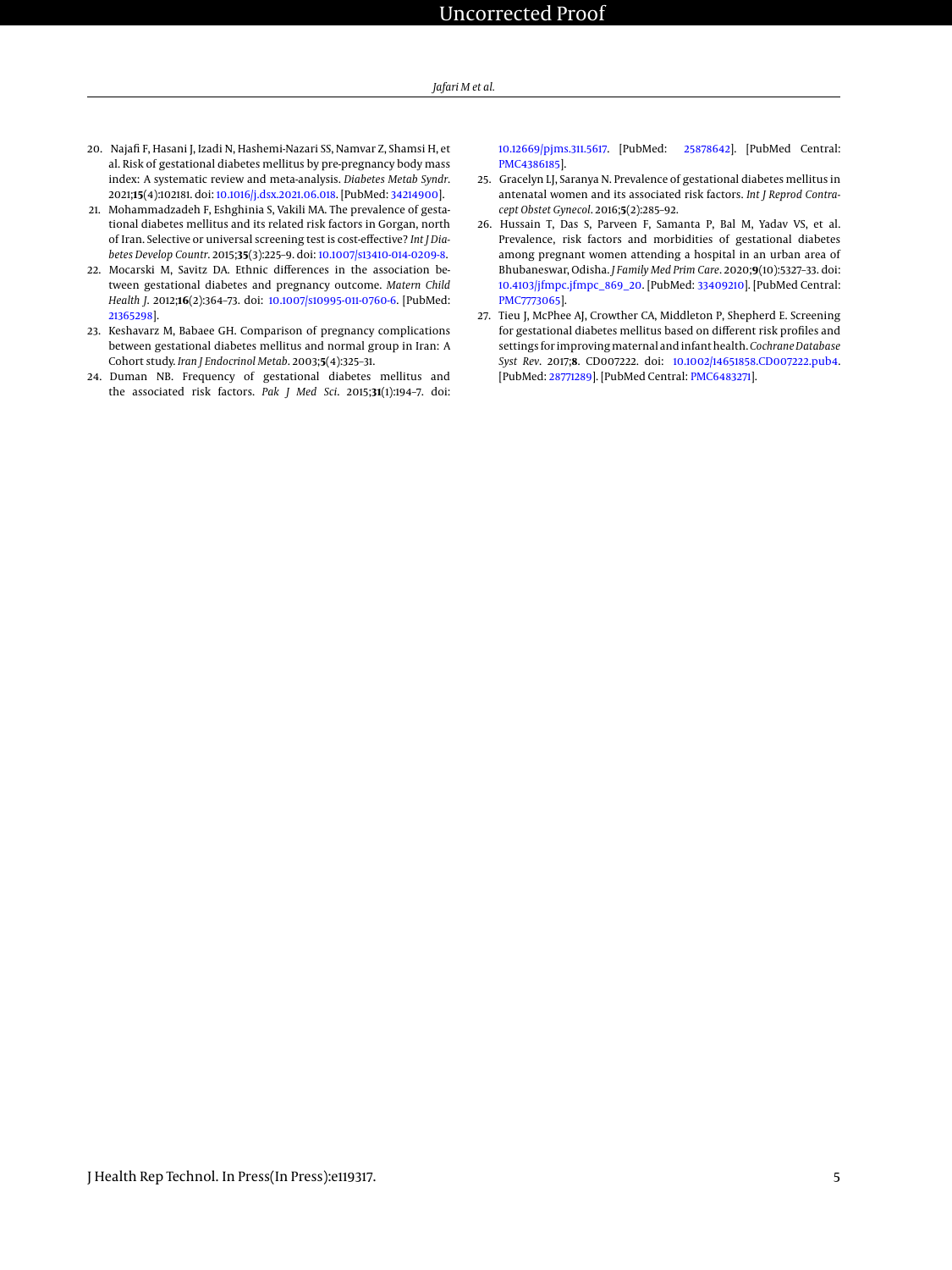20. Najafi F, Hasani J, Izadi N, Hashemi-Nazari SS, Namvar Z, Shamsi H, et al. Risk of gestational diabetes mellitus by pre-pregnancy body mass index: A systematic review and meta-analysis. *Diabetes Metab Syndr*. 2021;**15**(4):102181. doi: 10.1016/j.dsx.2021.06.018. [PubMed: 34214900].
21. Mohammadzadeh F, Eshghinia S, Vakili MA. The prevalence of gestational diabetes mellitus and its related risk factors in Gorgan, north of Iran. Selective or universal screening test is cost-effective? *Int J Diabetes Develop Countr*. 2015;**35**(3):225–9. doi: 10.1007/s13410-014-0209-8.
22. Mocarski M, Savitz DA. Ethnic differences in the association between gestational diabetes and pregnancy outcome. *Matern Child Health J*. 2012;**16**(2):364–73. doi: 10.1007/s10995-011-0760-6. [PubMed: 21365298].
23. Keshavarz M, Babaee GH. Comparison of pregnancy complications between gestational diabetes mellitus and normal group in Iran: A Cohort study. *Iran J Endocrinol Metab*. 2003;**5**(4):325–31.
24. Duman NB. Frequency of gestational diabetes mellitus and the associated risk factors. *Pak J Med Sci*. 2015;**31**(1):194–7. doi: 10.12669/pjms.311.5617. [PubMed: 25878642]. [PubMed Central: PMC4386185].
25. Gracelyn LJ, Saranya N. Prevalence of gestational diabetes mellitus in antenatal women and its associated risk factors. *Int J Reprod Contracept Obstet Gynecol*. 2016;**5**(2):285–92.
26. Hussain T, Das S, Parveen F, Samanta P, Bal M, Yadav VS, et al. Prevalence, risk factors and morbidities of gestational diabetes among pregnant women attending a hospital in an urban area of Bhubaneswar, Odisha. *J Family Med Prim Care*. 2020;**9**(10):5327–33. doi: 10.4103/jfmpc.jfmpc_869_20. [PubMed: 33409210]. [PubMed Central: PMC7773065].
27. Tieu J, McPhee AJ, Crowther CA, Middleton P, Shepherd E. Screening for gestational diabetes mellitus based on different risk profiles and settings for improving maternal and infant health. *Cochrane Database Syst Rev*. 2017;**8**. CD007222. doi: 10.1002/14651858.CD007222.pub4. [PubMed: 28771289]. [PubMed Central: PMC6483271].